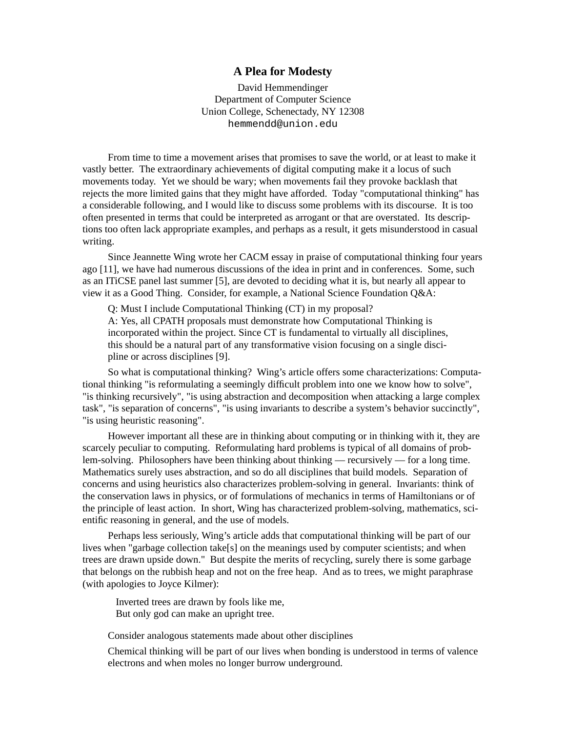# A Plea for Modesty

David Hemmendinger
Department of Computer Science
Union College, Schenectady, NY 12308
hemmendd@union.edu

From time to time a movement arises that promises to save the world, or at least to make it vastly better. The extraordinary achievements of digital computing make it a locus of such movements today. Yet we should be wary; when movements fail they provoke backlash that rejects the more limited gains that they might have afforded. Today "computational thinking" has a considerable following, and I would like to discuss some problems with its discourse. It is too often presented in terms that could be interpreted as arrogant or that are overstated. Its descriptions too often lack appropriate examples, and perhaps as a result, it gets misunderstood in casual writing.

Since Jeannette Wing wrote her CACM essay in praise of computational thinking four years ago [11], we have had numerous discussions of the idea in print and in conferences. Some, such as an ITiCSE panel last summer [5], are devoted to deciding what it is, but nearly all appear to view it as a Good Thing. Consider, for example, a National Science Foundation Q&A:

> Q: Must I include Computational Thinking (CT) in my proposal?
> A: Yes, all CPATH proposals must demonstrate how Computational Thinking is incorporated within the project. Since CT is fundamental to virtually all disciplines, this should be a natural part of any transformative vision focusing on a single discipline or across disciplines [9].

So what is computational thinking? Wing's article offers some characterizations: Computational thinking "is reformulating a seemingly difficult problem into one we know how to solve", "is thinking recursively", "is using abstraction and decomposition when attacking a large complex task", "is separation of concerns", "is using invariants to describe a system's behavior succinctly", "is using heuristic reasoning".

However important all these are in thinking about computing or in thinking with it, they are scarcely peculiar to computing. Reformulating hard problems is typical of all domains of problem-solving. Philosophers have been thinking about thinking — recursively — for a long time. Mathematics surely uses abstraction, and so do all disciplines that build models. Separation of concerns and using heuristics also characterizes problem-solving in general. Invariants: think of the conservation laws in physics, or of formulations of mechanics in terms of Hamiltonians or of the principle of least action. In short, Wing has characterized problem-solving, mathematics, scientific reasoning in general, and the use of models.

Perhaps less seriously, Wing's article adds that computational thinking will be part of our lives when "garbage collection take[s] on the meanings used by computer scientists; and when trees are drawn upside down." But despite the merits of recycling, surely there is some garbage that belongs on the rubbish heap and not on the free heap. And as to trees, we might paraphrase (with apologies to Joyce Kilmer):

> Inverted trees are drawn by fools like me,
> But only god can make an upright tree.

Consider analogous statements made about other disciplines

> Chemical thinking will be part of our lives when bonding is understood in terms of valence electrons and when moles no longer burrow underground.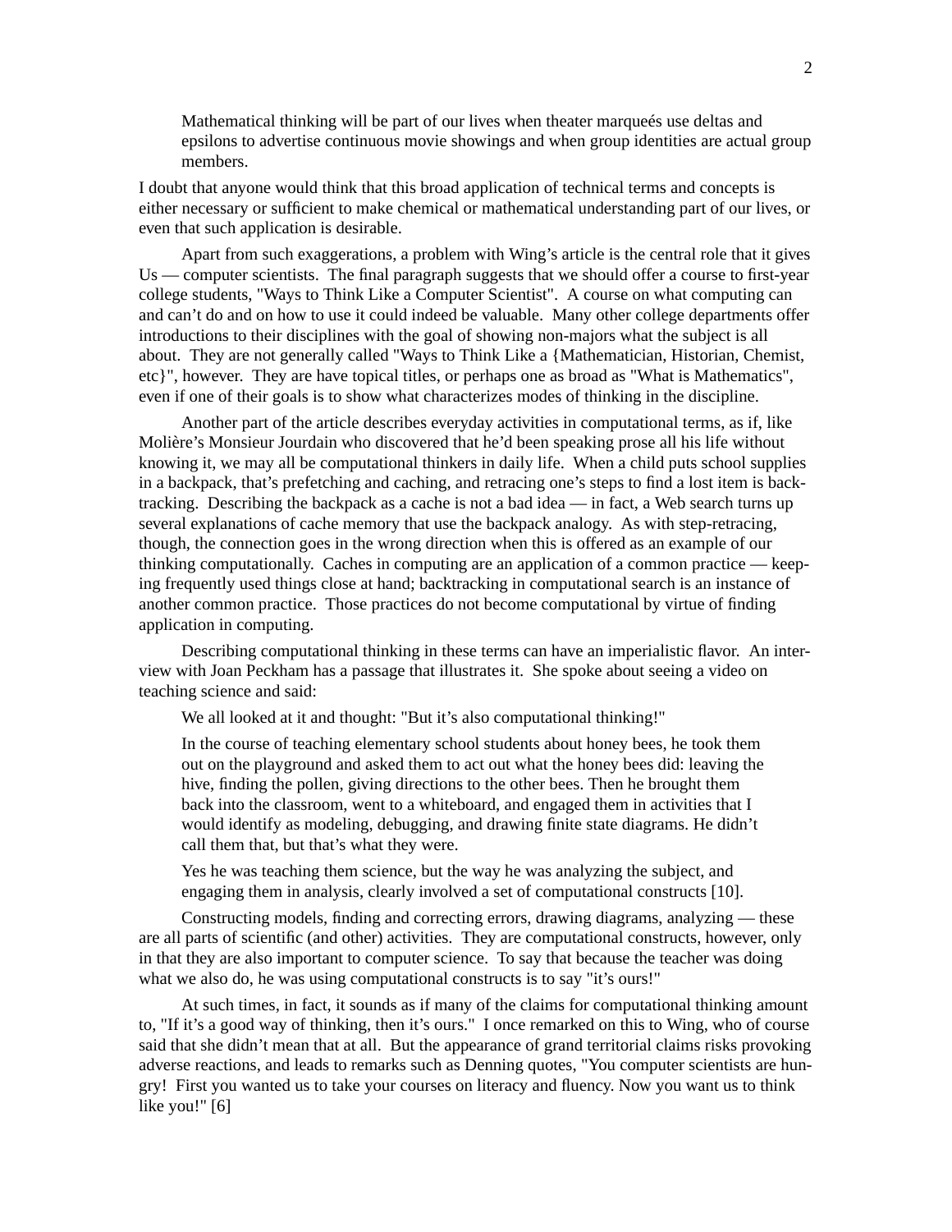> Mathematical thinking will be part of our lives when theater marqueés use deltas and epsilons to advertise continuous movie showings and when group identities are actual group members.

I doubt that anyone would think that this broad application of technical terms and concepts is either necessary or sufficient to make chemical or mathematical understanding part of our lives, or even that such application is desirable.

Apart from such exaggerations, a problem with Wing's article is the central role that it gives Us — computer scientists. The final paragraph suggests that we should offer a course to first-year college students, "Ways to Think Like a Computer Scientist". A course on what computing can and can't do and on how to use it could indeed be valuable. Many other college departments offer introductions to their disciplines with the goal of showing non-majors what the subject is all about. They are not generally called "Ways to Think Like a {Mathematician, Historian, Chemist, etc}", however. They are have topical titles, or perhaps one as broad as "What is Mathematics", even if one of their goals is to show what characterizes modes of thinking in the discipline.

Another part of the article describes everyday activities in computational terms, as if, like Molière's Monsieur Jourdain who discovered that he'd been speaking prose all his life without knowing it, we may all be computational thinkers in daily life. When a child puts school supplies in a backpack, that's prefetching and caching, and retracing one's steps to find a lost item is backtracking. Describing the backpack as a cache is not a bad idea — in fact, a Web search turns up several explanations of cache memory that use the backpack analogy. As with step-retracing, though, the connection goes in the wrong direction when this is offered as an example of our thinking computationally. Caches in computing are an application of a common practice — keeping frequently used things close at hand; backtracking in computational search is an instance of another common practice. Those practices do not become computational by virtue of finding application in computing.

Describing computational thinking in these terms can have an imperialistic flavor. An interview with Joan Peckham has a passage that illustrates it. She spoke about seeing a video on teaching science and said:

> We all looked at it and thought: "But it's also computational thinking!"
>
> In the course of teaching elementary school students about honey bees, he took them out on the playground and asked them to act out what the honey bees did: leaving the hive, finding the pollen, giving directions to the other bees. Then he brought them back into the classroom, went to a whiteboard, and engaged them in activities that I would identify as modeling, debugging, and drawing finite state diagrams. He didn't call them that, but that's what they were.
>
> Yes he was teaching them science, but the way he was analyzing the subject, and engaging them in analysis, clearly involved a set of computational constructs [10].

Constructing models, finding and correcting errors, drawing diagrams, analyzing — these are all parts of scientific (and other) activities. They are computational constructs, however, only in that they are also important to computer science. To say that because the teacher was doing what we also do, he was using computational constructs is to say "it's ours!"

At such times, in fact, it sounds as if many of the claims for computational thinking amount to, "If it's a good way of thinking, then it's ours." I once remarked on this to Wing, who of course said that she didn't mean that at all. But the appearance of grand territorial claims risks provoking adverse reactions, and leads to remarks such as Denning quotes, "You computer scientists are hungry! First you wanted us to take your courses on literacy and fluency. Now you want us to think like you!" [6]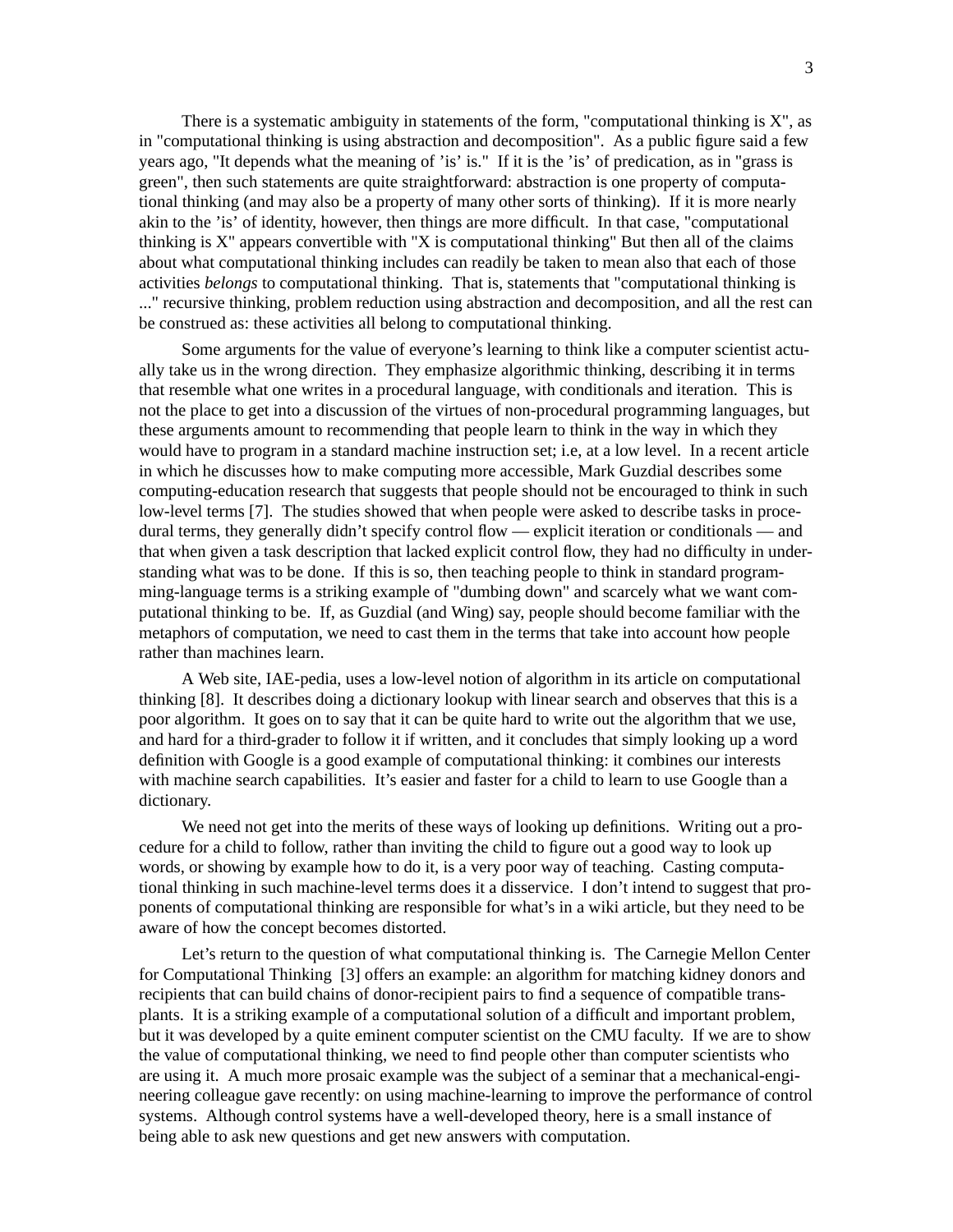There is a systematic ambiguity in statements of the form, "computational thinking is X", as in "computational thinking is using abstraction and decomposition". As a public figure said a few years ago, "It depends what the meaning of 'is' is." If it is the 'is' of predication, as in "grass is green", then such statements are quite straightforward: abstraction is one property of computational thinking (and may also be a property of many other sorts of thinking). If it is more nearly akin to the 'is' of identity, however, then things are more difficult. In that case, "computational thinking is X" appears convertible with "X is computational thinking" But then all of the claims about what computational thinking includes can readily be taken to mean also that each of those activities *belongs* to computational thinking. That is, statements that "computational thinking is ..." recursive thinking, problem reduction using abstraction and decomposition, and all the rest can be construed as: these activities all belong to computational thinking.

Some arguments for the value of everyone's learning to think like a computer scientist actually take us in the wrong direction. They emphasize algorithmic thinking, describing it in terms that resemble what one writes in a procedural language, with conditionals and iteration. This is not the place to get into a discussion of the virtues of non-procedural programming languages, but these arguments amount to recommending that people learn to think in the way in which they would have to program in a standard machine instruction set; i.e, at a low level. In a recent article in which he discusses how to make computing more accessible, Mark Guzdial describes some computing-education research that suggests that people should not be encouraged to think in such low-level terms [7]. The studies showed that when people were asked to describe tasks in procedural terms, they generally didn't specify control flow — explicit iteration or conditionals — and that when given a task description that lacked explicit control flow, they had no difficulty in understanding what was to be done. If this is so, then teaching people to think in standard programming-language terms is a striking example of "dumbing down" and scarcely what we want computational thinking to be. If, as Guzdial (and Wing) say, people should become familiar with the metaphors of computation, we need to cast them in the terms that take into account how people rather than machines learn.

A Web site, IAE-pedia, uses a low-level notion of algorithm in its article on computational thinking [8]. It describes doing a dictionary lookup with linear search and observes that this is a poor algorithm. It goes on to say that it can be quite hard to write out the algorithm that we use, and hard for a third-grader to follow it if written, and it concludes that simply looking up a word definition with Google is a good example of computational thinking: it combines our interests with machine search capabilities. It's easier and faster for a child to learn to use Google than a dictionary.

We need not get into the merits of these ways of looking up definitions. Writing out a procedure for a child to follow, rather than inviting the child to figure out a good way to look up words, or showing by example how to do it, is a very poor way of teaching. Casting computational thinking in such machine-level terms does it a disservice. I don't intend to suggest that proponents of computational thinking are responsible for what's in a wiki article, but they need to be aware of how the concept becomes distorted.

Let's return to the question of what computational thinking is. The Carnegie Mellon Center for Computational Thinking [3] offers an example: an algorithm for matching kidney donors and recipients that can build chains of donor-recipient pairs to find a sequence of compatible transplants. It is a striking example of a computational solution of a difficult and important problem, but it was developed by a quite eminent computer scientist on the CMU faculty. If we are to show the value of computational thinking, we need to find people other than computer scientists who are using it. A much more prosaic example was the subject of a seminar that a mechanical-engineering colleague gave recently: on using machine-learning to improve the performance of control systems. Although control systems have a well-developed theory, here is a small instance of being able to ask new questions and get new answers with computation.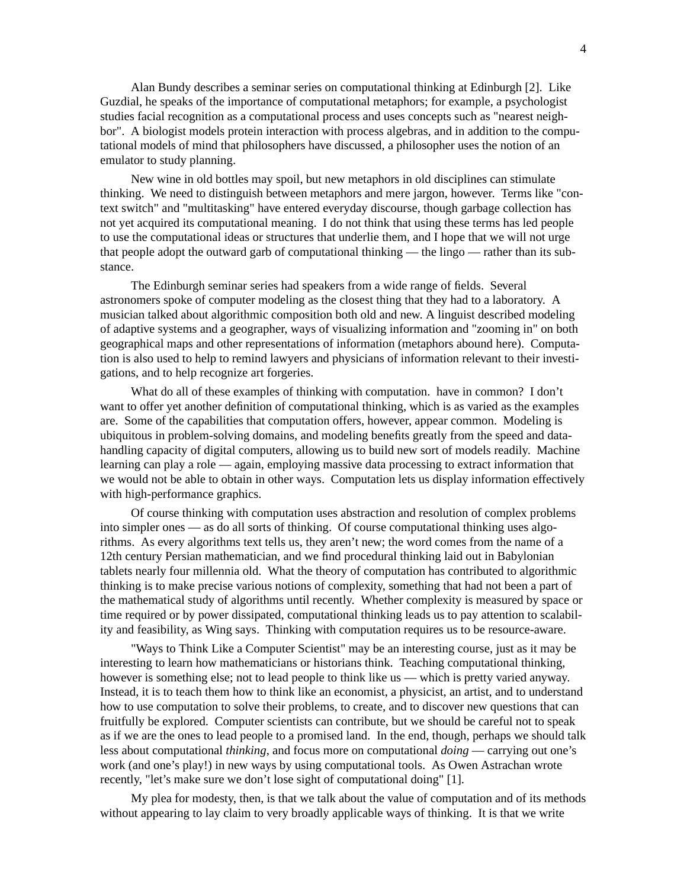Alan Bundy describes a seminar series on computational thinking at Edinburgh [2]. Like Guzdial, he speaks of the importance of computational metaphors; for example, a psychologist studies facial recognition as a computational process and uses concepts such as "nearest neighbor". A biologist models protein interaction with process algebras, and in addition to the computational models of mind that philosophers have discussed, a philosopher uses the notion of an emulator to study planning.

New wine in old bottles may spoil, but new metaphors in old disciplines can stimulate thinking. We need to distinguish between metaphors and mere jargon, however. Terms like "context switch" and "multitasking" have entered everyday discourse, though garbage collection has not yet acquired its computational meaning. I do not think that using these terms has led people to use the computational ideas or structures that underlie them, and I hope that we will not urge that people adopt the outward garb of computational thinking — the lingo — rather than its substance.

The Edinburgh seminar series had speakers from a wide range of fields. Several astronomers spoke of computer modeling as the closest thing that they had to a laboratory. A musician talked about algorithmic composition both old and new. A linguist described modeling of adaptive systems and a geographer, ways of visualizing information and "zooming in" on both geographical maps and other representations of information (metaphors abound here). Computation is also used to help to remind lawyers and physicians of information relevant to their investigations, and to help recognize art forgeries.

What do all of these examples of thinking with computation. have in common? I don't want to offer yet another definition of computational thinking, which is as varied as the examples are. Some of the capabilities that computation offers, however, appear common. Modeling is ubiquitous in problem-solving domains, and modeling benefits greatly from the speed and data-handling capacity of digital computers, allowing us to build new sort of models readily. Machine learning can play a role — again, employing massive data processing to extract information that we would not be able to obtain in other ways. Computation lets us display information effectively with high-performance graphics.

Of course thinking with computation uses abstraction and resolution of complex problems into simpler ones — as do all sorts of thinking. Of course computational thinking uses algorithms. As every algorithms text tells us, they aren't new; the word comes from the name of a 12th century Persian mathematician, and we find procedural thinking laid out in Babylonian tablets nearly four millennia old. What the theory of computation has contributed to algorithmic thinking is to make precise various notions of complexity, something that had not been a part of the mathematical study of algorithms until recently. Whether complexity is measured by space or time required or by power dissipated, computational thinking leads us to pay attention to scalability and feasibility, as Wing says. Thinking with computation requires us to be resource-aware.

"Ways to Think Like a Computer Scientist" may be an interesting course, just as it may be interesting to learn how mathematicians or historians think. Teaching computational thinking, however is something else; not to lead people to think like us — which is pretty varied anyway. Instead, it is to teach them how to think like an economist, a physicist, an artist, and to understand how to use computation to solve their problems, to create, and to discover new questions that can fruitfully be explored. Computer scientists can contribute, but we should be careful not to speak as if we are the ones to lead people to a promised land. In the end, though, perhaps we should talk less about computational *thinking*, and focus more on computational *doing* — carrying out one's work (and one's play!) in new ways by using computational tools. As Owen Astrachan wrote recently, "let's make sure we don't lose sight of computational doing" [1].

My plea for modesty, then, is that we talk about the value of computation and of its methods without appearing to lay claim to very broadly applicable ways of thinking. It is that we write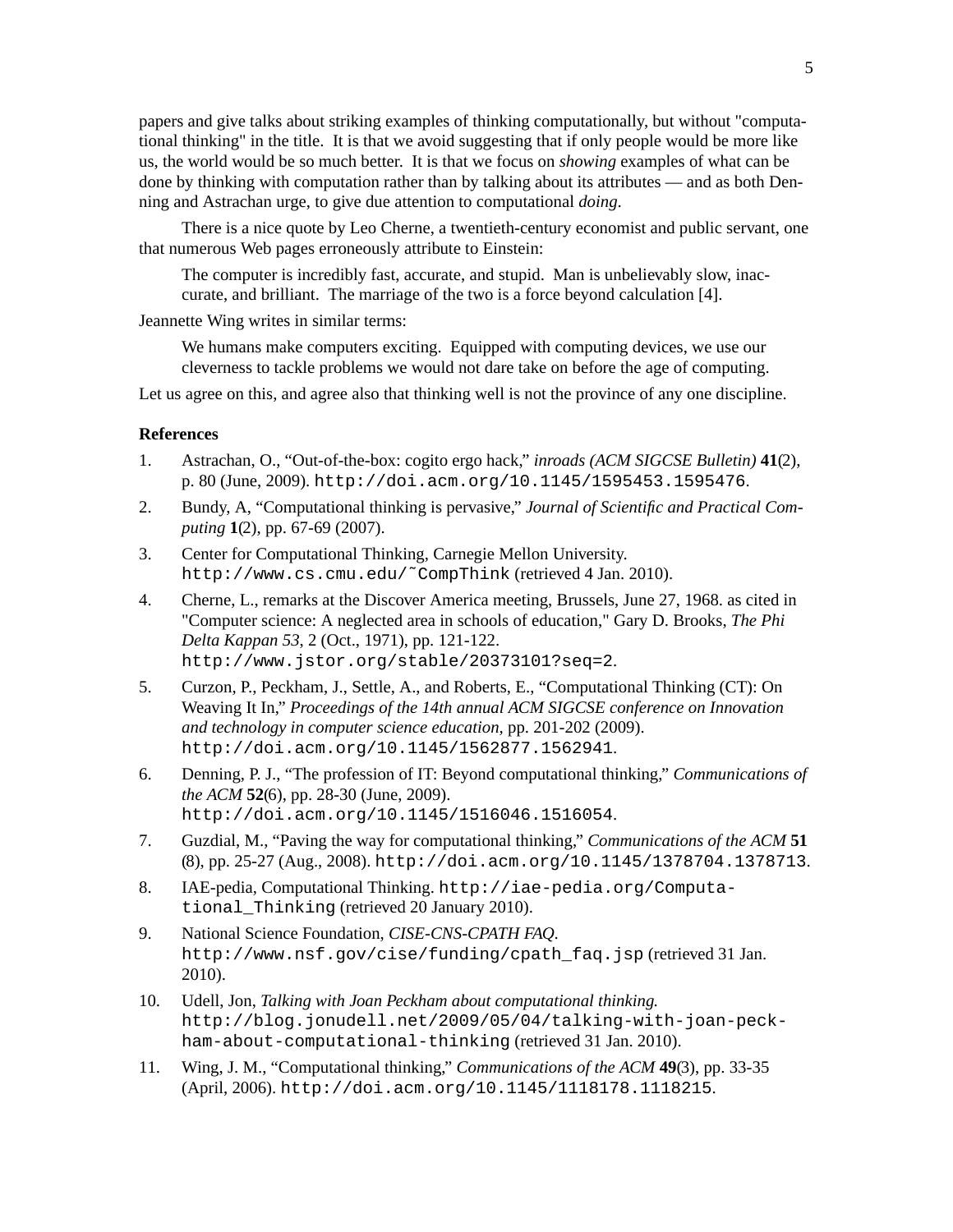papers and give talks about striking examples of thinking computationally, but without "computational thinking" in the title. It is that we avoid suggesting that if only people would be more like us, the world would be so much better. It is that we focus on *showing* examples of what can be done by thinking with computation rather than by talking about its attributes — and as both Denning and Astrachan urge, to give due attention to computational *doing*.

There is a nice quote by Leo Cherne, a twentieth-century economist and public servant, one that numerous Web pages erroneously attribute to Einstein:

> The computer is incredibly fast, accurate, and stupid. Man is unbelievably slow, inaccurate, and brilliant. The marriage of the two is a force beyond calculation [4].

Jeannette Wing writes in similar terms:

> We humans make computers exciting. Equipped with computing devices, we use our cleverness to tackle problems we would not dare take on before the age of computing.

Let us agree on this, and agree also that thinking well is not the province of any one discipline.

### References

1. Astrachan, O., "Out-of-the-box: cogito ergo hack," *inroads (ACM SIGCSE Bulletin)* **41**(2), p. 80 (June, 2009). `http://doi.acm.org/10.1145/1595453.1595476`.
2. Bundy, A, "Computational thinking is pervasive," *Journal of Scientific and Practical Computing* **1**(2), pp. 67-69 (2007).
3. Center for Computational Thinking, Carnegie Mellon University. `http://www.cs.cmu.edu/~CompThink` (retrieved 4 Jan. 2010).
4. Cherne, L., remarks at the Discover America meeting, Brussels, June 27, 1968. as cited in "Computer science: A neglected area in schools of education," Gary D. Brooks, *The Phi Delta Kappan 53*, 2 (Oct., 1971), pp. 121-122. `http://www.jstor.org/stable/20373101?seq=2`.
5. Curzon, P., Peckham, J., Settle, A., and Roberts, E., "Computational Thinking (CT): On Weaving It In," *Proceedings of the 14th annual ACM SIGCSE conference on Innovation and technology in computer science education,* pp. 201-202 (2009). `http://doi.acm.org/10.1145/1562877.1562941`.
6. Denning, P. J., "The profession of IT: Beyond computational thinking," *Communications of the ACM* **52**(6), pp. 28-30 (June, 2009). `http://doi.acm.org/10.1145/1516046.1516054`.
7. Guzdial, M., "Paving the way for computational thinking," *Communications of the ACM* **51** (8), pp. 25-27 (Aug., 2008). `http://doi.acm.org/10.1145/1378704.1378713`.
8. IAE-pedia, Computational Thinking. `http://iae-pedia.org/Computational_Thinking` (retrieved 20 January 2010).
9. National Science Foundation, *CISE-CNS-CPATH FAQ*. `http://www.nsf.gov/cise/funding/cpath_faq.jsp` (retrieved 31 Jan. 2010).
10. Udell, Jon, *Talking with Joan Peckham about computational thinking.* `http://blog.jonudell.net/2009/05/04/talking-with-joan-peckham-about-computational-thinking` (retrieved 31 Jan. 2010).
11. Wing, J. M., "Computational thinking," *Communications of the ACM* **49**(3), pp. 33-35 (April, 2006). `http://doi.acm.org/10.1145/1118178.1118215`.